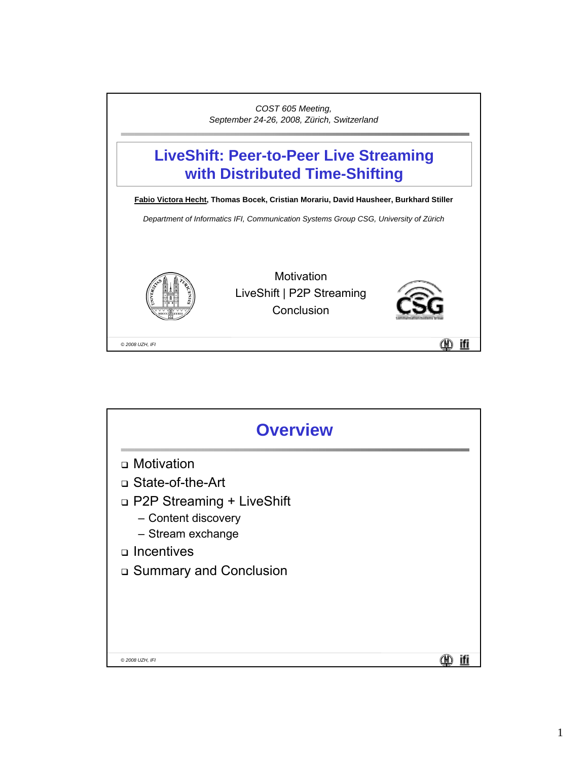*COST 605 Meeting,*
*September 24-26, 2008, Zürich, Switzerland*

# LiveShift: Peer-to-Peer Live Streaming with Distributed Time-Shifting

**Fabio Victora Hecht, Thomas Bocek, Cristian Morariu, David Hausheer, Burkhard Stiller**

*Department of Informatics IFI, Communication Systems Group CSG, University of Zürich*

Motivation
LiveShift | P2P Streaming
Conclusion

*© 2008 UZH, IFI*

## Overview

- Motivation
- State-of-the-Art
- P2P Streaming + LiveShift
  - Content discovery
  - Stream exchange
- Incentives
- Summary and Conclusion

*© 2008 UZH, IFI*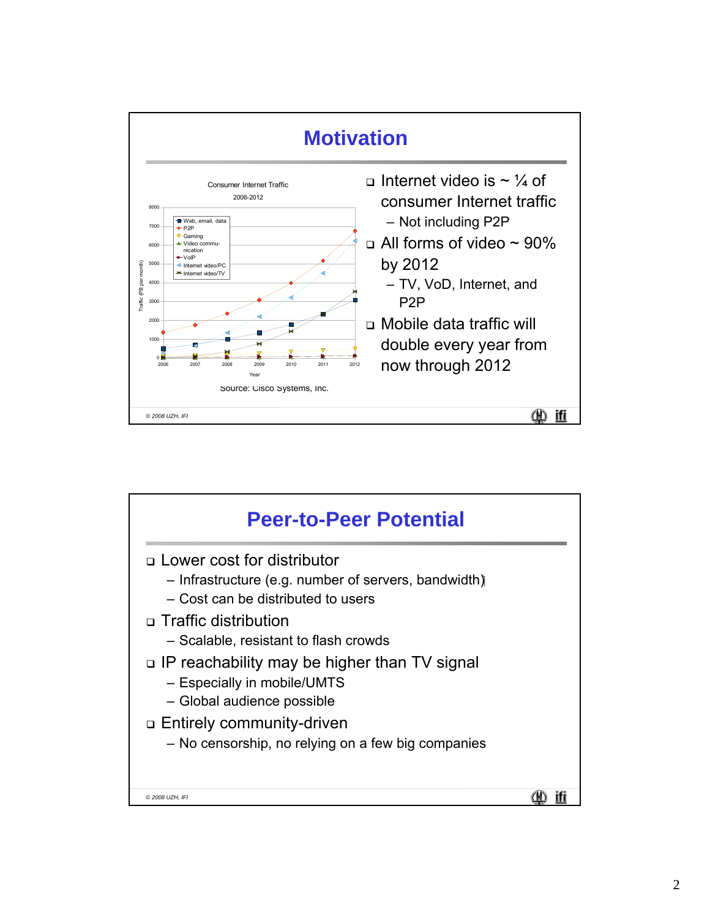## Motivation

Consumer Internet Traffic 2006-2012

Source: Cisco Systems, Inc.

- Internet video is ~ ¼ of consumer Internet traffic
  - Not including P2P
- All forms of video ~ 90% by 2012
  - TV, VoD, Internet, and P2P
- Mobile data traffic will double every year from now through 2012

© 2008 UZH, IFI

## Peer-to-Peer Potential

- Lower cost for distributor
  - Infrastructure (e.g. number of servers, bandwidth)
  - Cost can be distributed to users
- Traffic distribution
  - Scalable, resistant to flash crowds
- IP reachability may be higher than TV signal
  - Especially in mobile/UMTS
  - Global audience possible
- Entirely community-driven
  - No censorship, no relying on a few big companies

© 2008 UZH, IFI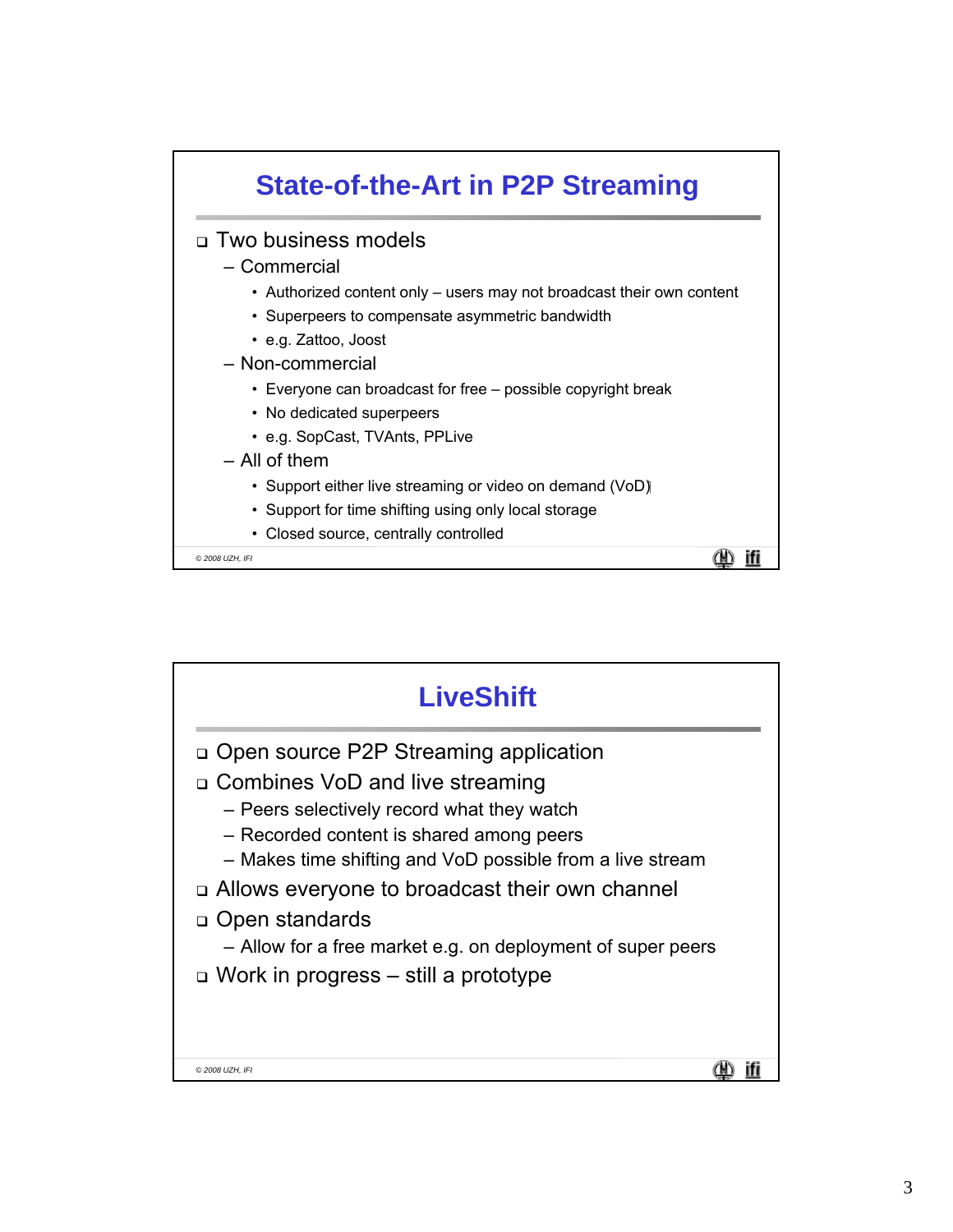## State-of-the-Art in P2P Streaming

- Two business models
  - Commercial
    - Authorized content only – users may not broadcast their own content
    - Superpeers to compensate asymmetric bandwidth
    - e.g. Zattoo, Joost
  - Non-commercial
    - Everyone can broadcast for free – possible copyright break
    - No dedicated superpeers
    - e.g. SopCast, TVAnts, PPLive
  - All of them
    - Support either live streaming or video on demand (VoD)
    - Support for time shifting using only local storage
    - Closed source, centrally controlled

© 2008 UZH, IFI

## LiveShift

- Open source P2P Streaming application
- Combines VoD and live streaming
  - Peers selectively record what they watch
  - Recorded content is shared among peers
  - Makes time shifting and VoD possible from a live stream
- Allows everyone to broadcast their own channel
- Open standards
  - Allow for a free market e.g. on deployment of super peers
- Work in progress – still a prototype

© 2008 UZH, IFI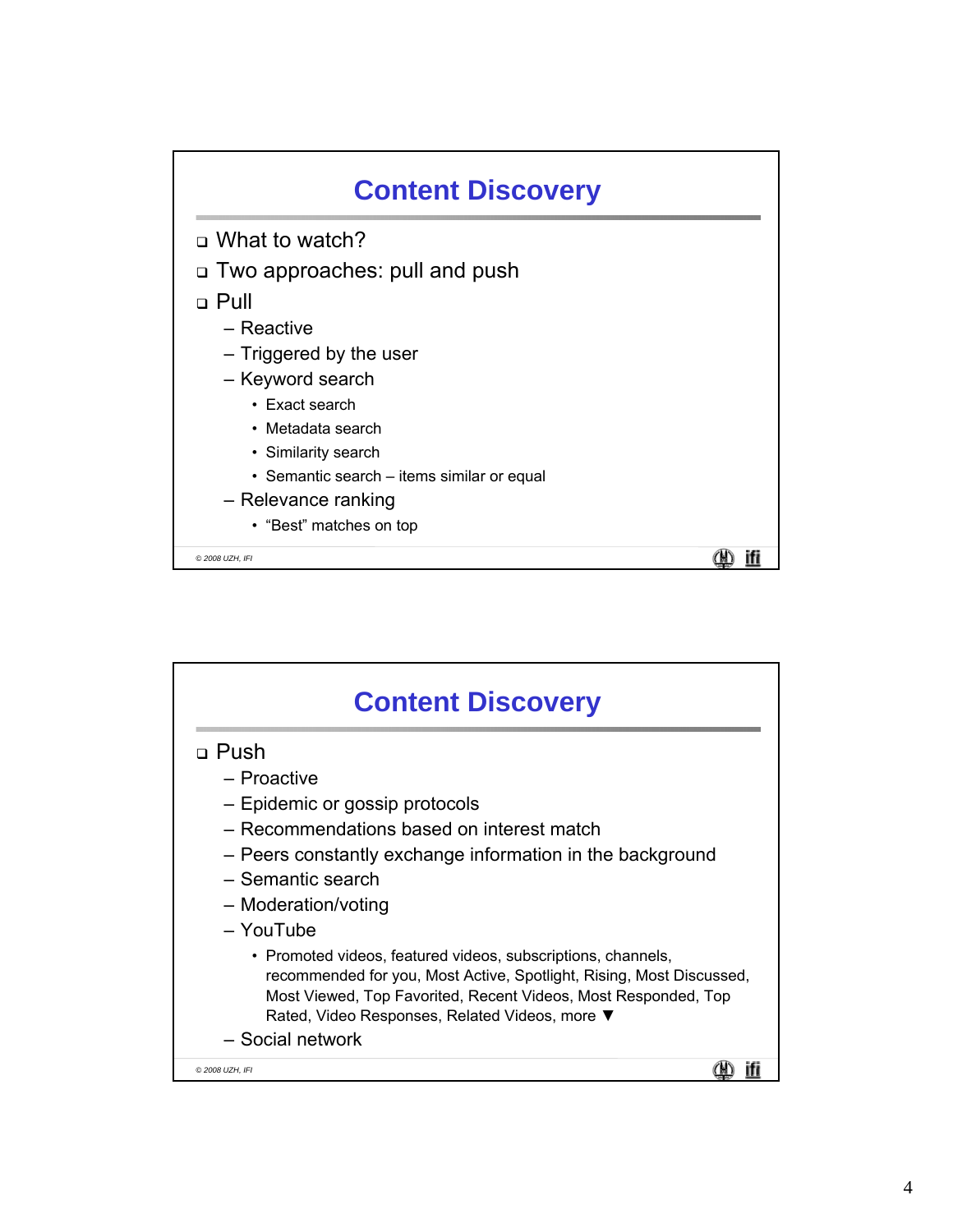## Content Discovery

- What to watch?
- Two approaches: pull and push
- Pull
  - Reactive
  - Triggered by the user
  - Keyword search
    - Exact search
    - Metadata search
    - Similarity search
    - Semantic search – items similar or equal
  - Relevance ranking
    - "Best" matches on top

© 2008 UZH, IFI

## Content Discovery

- Push
  - Proactive
  - Epidemic or gossip protocols
  - Recommendations based on interest match
  - Peers constantly exchange information in the background
  - Semantic search
  - Moderation/voting
  - YouTube
    - Promoted videos, featured videos, subscriptions, channels, recommended for you, Most Active, Spotlight, Rising, Most Discussed, Most Viewed, Top Favorited, Recent Videos, Most Responded, Top Rated, Video Responses, Related Videos, more ▼
  - Social network

© 2008 UZH, IFI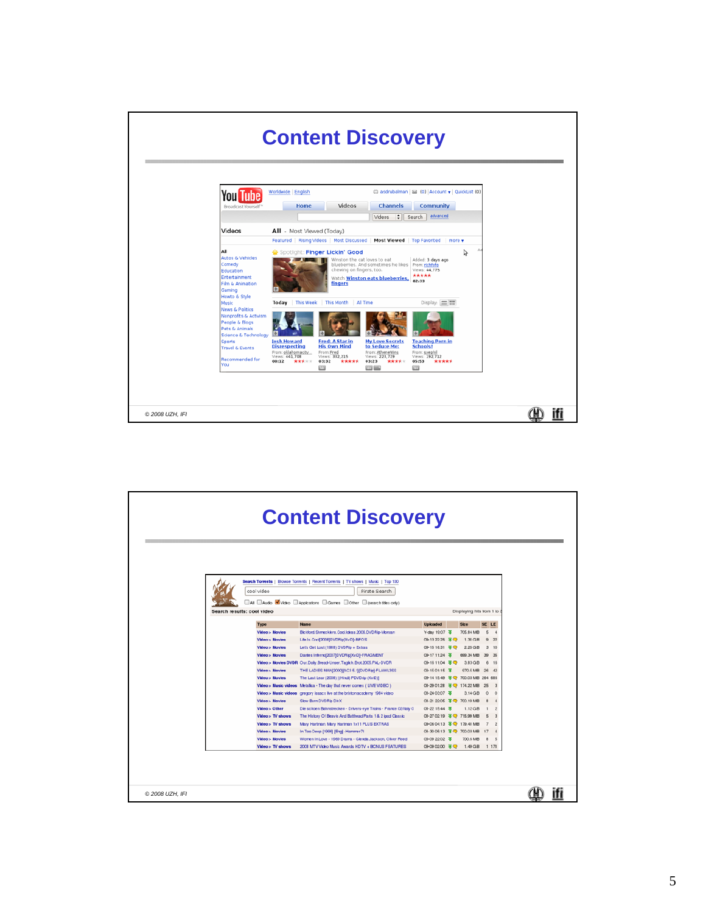# Content Discovery

# Content Discovery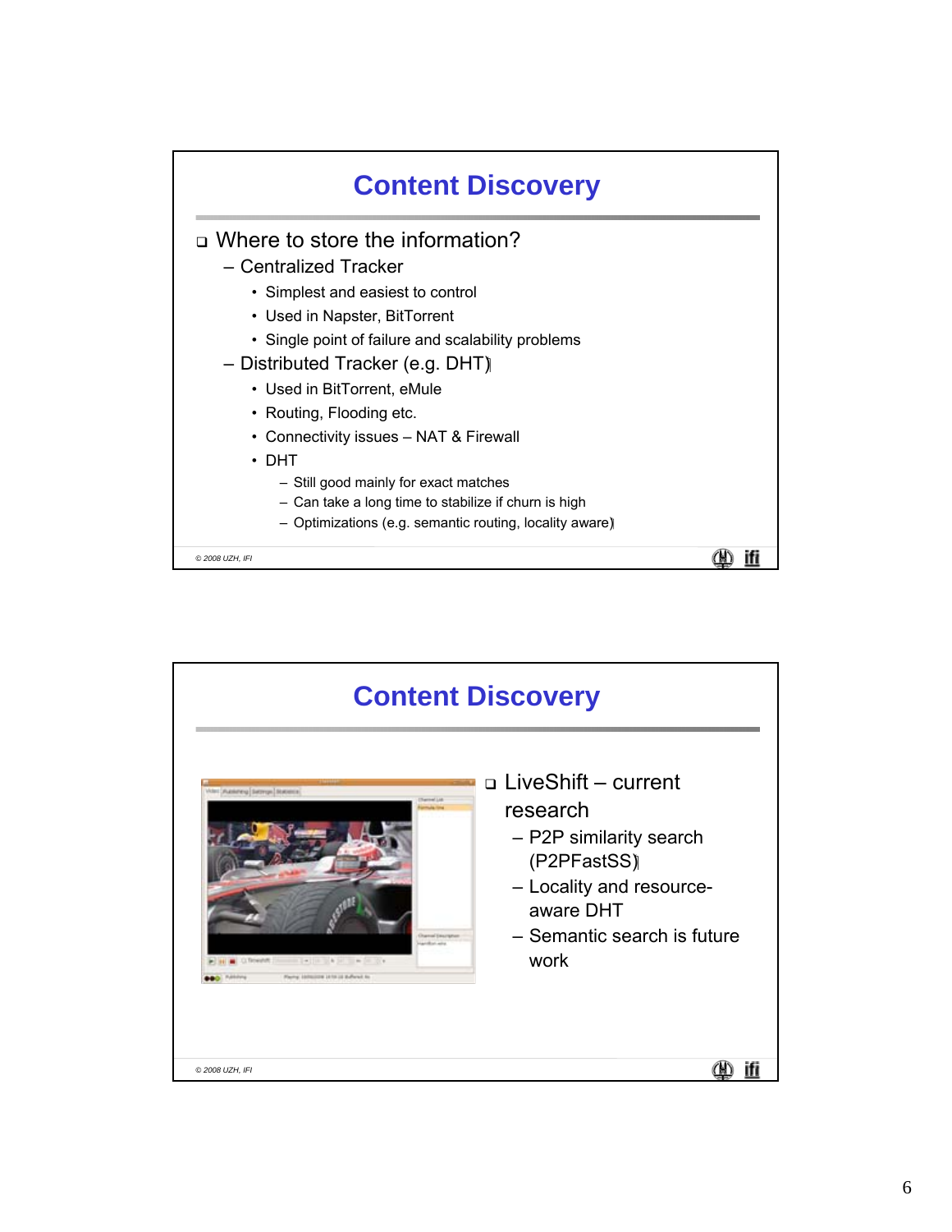# Content Discovery

- Where to store the information?
  - Centralized Tracker
    - Simplest and easiest to control
    - Used in Napster, BitTorrent
    - Single point of failure and scalability problems
  - Distributed Tracker (e.g. DHT)
    - Used in BitTorrent, eMule
    - Routing, Flooding etc.
    - Connectivity issues – NAT & Firewall
    - DHT
      - Still good mainly for exact matches
      - Can take a long time to stabilize if churn is high
      - Optimizations (e.g. semantic routing, locality aware)

© 2008 UZH, IFI

# Content Discovery

- LiveShift – current research
  - P2P similarity search (P2PFastSS)
  - Locality and resource-aware DHT
  - Semantic search is future work

© 2008 UZH, IFI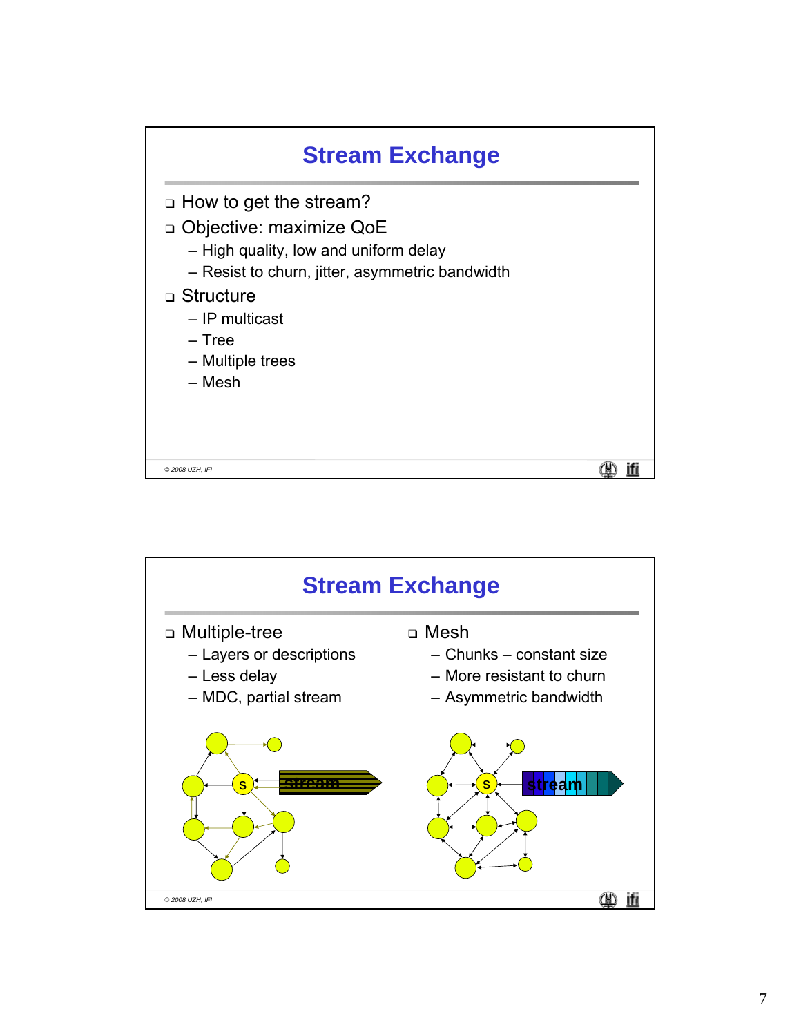## Stream Exchange

- How to get the stream?
- Objective: maximize QoE
  - High quality, low and uniform delay
  - Resist to churn, jitter, asymmetric bandwidth
- Structure
  - IP multicast
  - Tree
  - Multiple trees
  - Mesh

© 2008 UZH, IFI

## Stream Exchange

- Multiple-tree
  - Layers or descriptions
  - Less delay
  - MDC, partial stream
- Mesh
  - Chunks – constant size
  - More resistant to churn
  - Asymmetric bandwidth

© 2008 UZH, IFI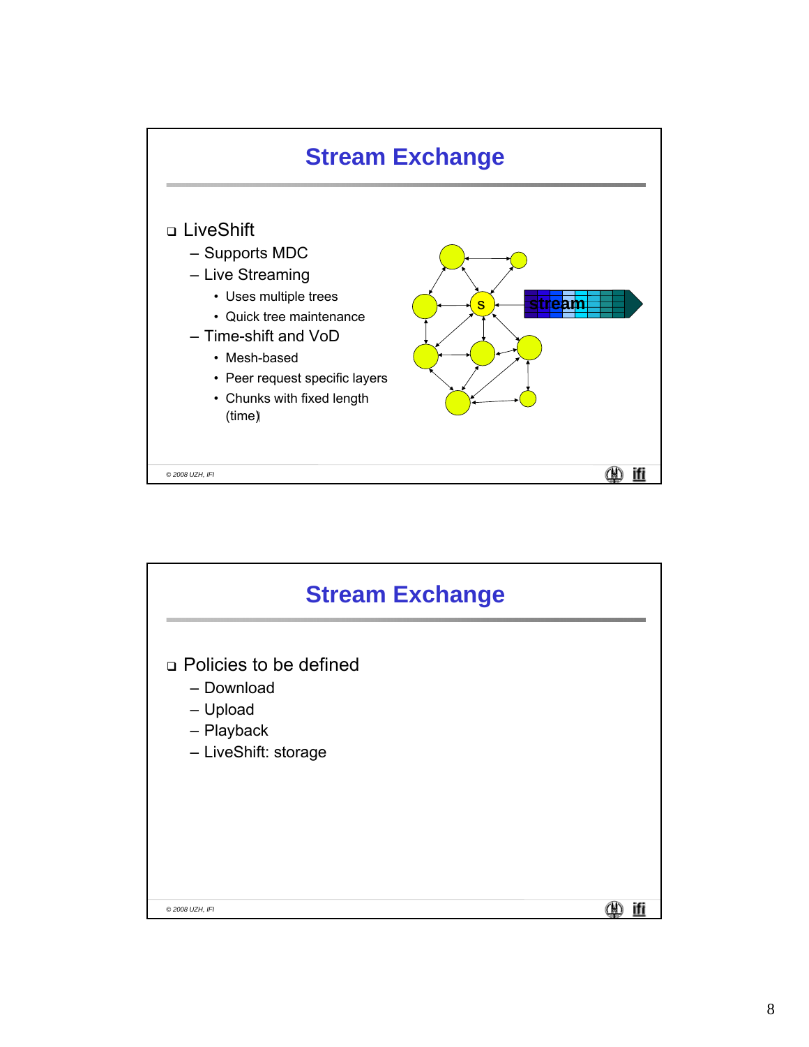## Stream Exchange

- LiveShift
  - Supports MDC
  - Live Streaming
    - Uses multiple trees
    - Quick tree maintenance
  - Time-shift and VoD
    - Mesh-based
    - Peer request specific layers
    - Chunks with fixed length (time)

## Stream Exchange

- Policies to be defined
  - Download
  - Upload
  - Playback
  - LiveShift: storage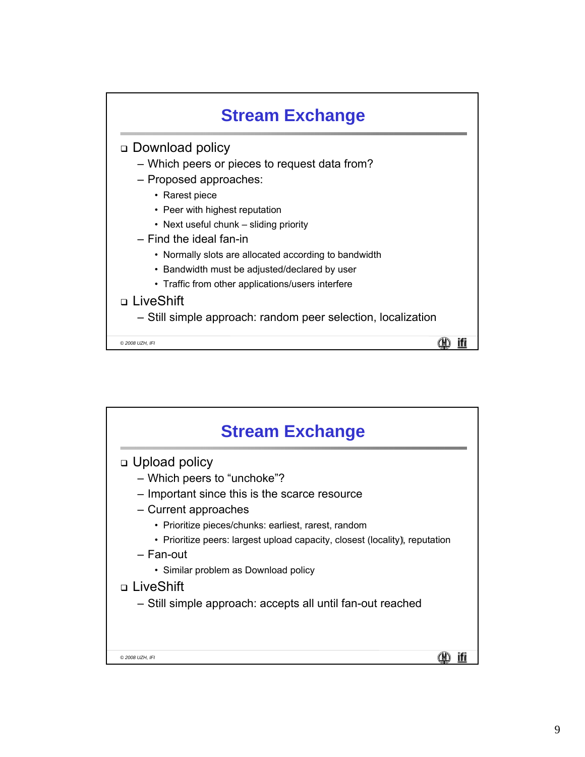# Stream Exchange

- Download policy
  - Which peers or pieces to request data from?
  - Proposed approaches:
    - Rarest piece
    - Peer with highest reputation
    - Next useful chunk – sliding priority
  - Find the ideal fan-in
    - Normally slots are allocated according to bandwidth
    - Bandwidth must be adjusted/declared by user
    - Traffic from other applications/users interfere
- LiveShift
  - Still simple approach: random peer selection, localization

# Stream Exchange

- Upload policy
  - Which peers to “unchoke”?
  - Important since this is the scarce resource
  - Current approaches
    - Prioritize pieces/chunks: earliest, rarest, random
    - Prioritize peers: largest upload capacity, closest (locality), reputation
  - Fan-out
    - Similar problem as Download policy
- LiveShift
  - Still simple approach: accepts all until fan-out reached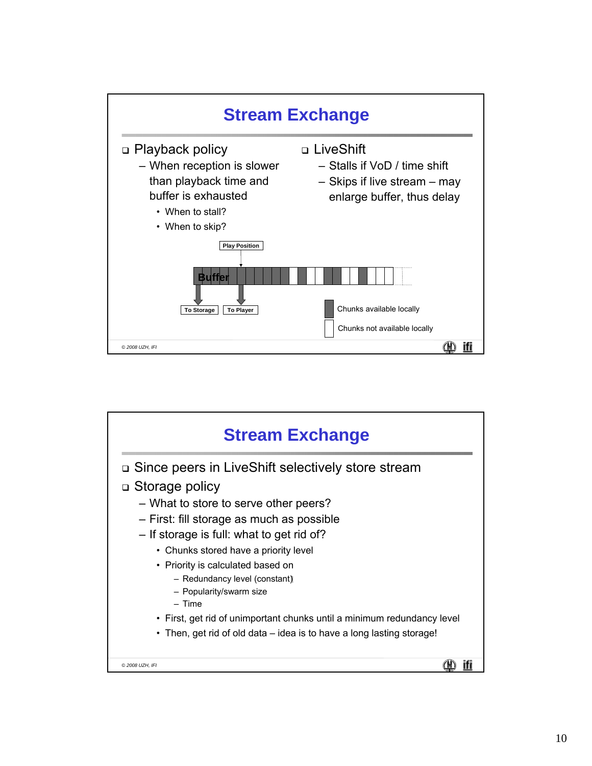## Stream Exchange

- Playback policy
  - When reception is slower than playback time and buffer is exhausted
    - When to stall?
    - When to skip?
- LiveShift
  - Stalls if VoD / time shift
  - Skips if live stream – may enlarge buffer, thus delay

Play Position

Buffer

To Storage

To Player

Chunks available locally

Chunks not available locally

## Stream Exchange

- Since peers in LiveShift selectively store stream
- Storage policy
  - What to store to serve other peers?
  - First: fill storage as much as possible
  - If storage is full: what to get rid of?
    - Chunks stored have a priority level
    - Priority is calculated based on
      - Redundancy level (constant)
      - Popularity/swarm size
      - Time
    - First, get rid of unimportant chunks until a minimum redundancy level
    - Then, get rid of old data – idea is to have a long lasting storage!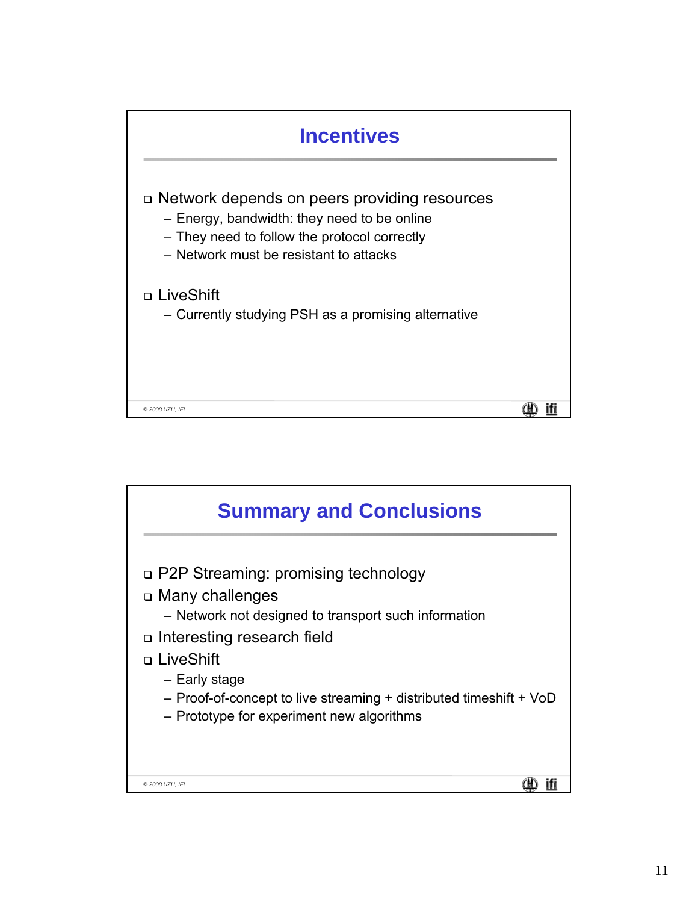## Incentives

- Network depends on peers providing resources
  - Energy, bandwidth: they need to be online
  - They need to follow the protocol correctly
  - Network must be resistant to attacks
- LiveShift
  - Currently studying PSH as a promising alternative

© 2008 UZH, IFI

## Summary and Conclusions

- P2P Streaming: promising technology
- Many challenges
  - Network not designed to transport such information
- Interesting research field
- LiveShift
  - Early stage
  - Proof-of-concept to live streaming + distributed timeshift + VoD
  - Prototype for experiment new algorithms

© 2008 UZH, IFI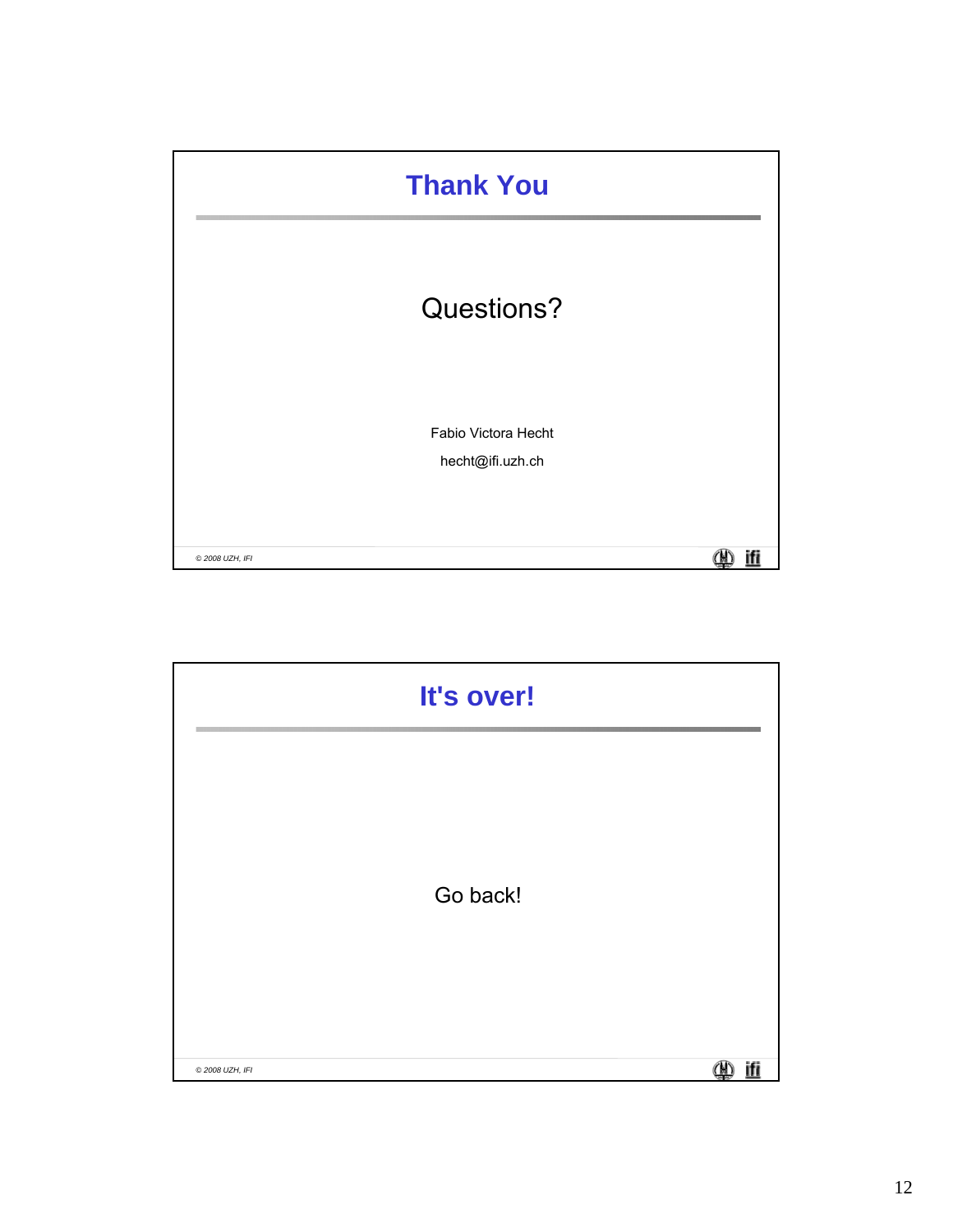## Thank You

Questions?

Fabio Victora Hecht

hecht@ifi.uzh.ch

© 2008 UZH, IFI

## It's over!

Go back!

© 2008 UZH, IFI